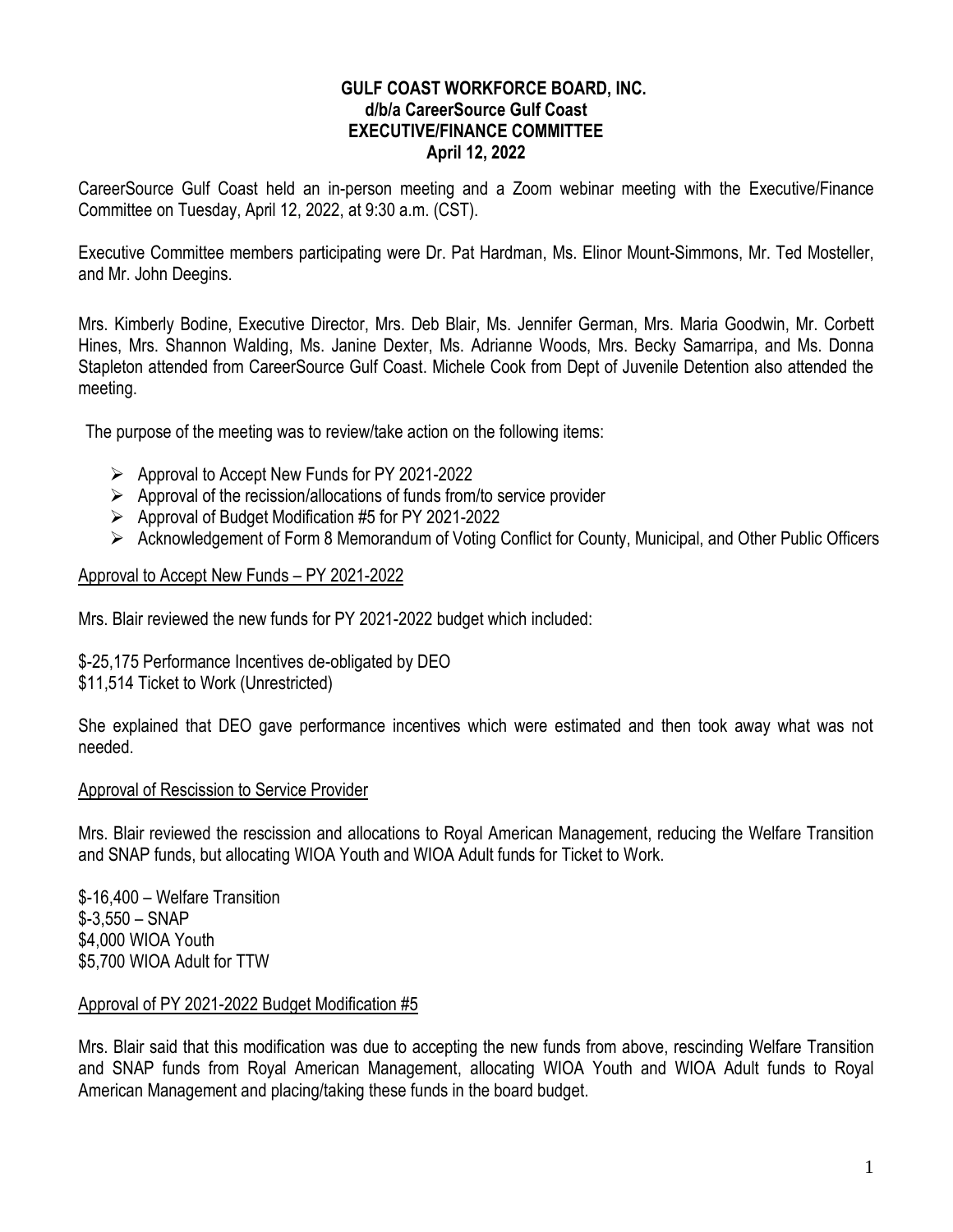**GULF COAST WORKFORCE BOARD, INC.**
**d/b/a CareerSource Gulf Coast**
**EXECUTIVE/FINANCE COMMITTEE**
**April 12, 2022**

CareerSource Gulf Coast held an in-person meeting and a Zoom webinar meeting with the Executive/Finance Committee on Tuesday, April 12, 2022, at 9:30 a.m. (CST).

Executive Committee members participating were Dr. Pat Hardman, Ms. Elinor Mount-Simmons, Mr. Ted Mosteller, and Mr. John Deegins.

Mrs. Kimberly Bodine, Executive Director, Mrs. Deb Blair, Ms. Jennifer German, Mrs. Maria Goodwin, Mr. Corbett Hines, Mrs. Shannon Walding, Ms. Janine Dexter, Ms. Adrianne Woods, Mrs. Becky Samarripa, and Ms. Donna Stapleton attended from CareerSource Gulf Coast. Michele Cook from Dept of Juvenile Detention also attended the meeting.

The purpose of the meeting was to review/take action on the following items:

- Approval to Accept New Funds for PY 2021-2022
- Approval of the recission/allocations of funds from/to service provider
- Approval of Budget Modification #5 for PY 2021-2022
- Acknowledgement of Form 8 Memorandum of Voting Conflict for County, Municipal, and Other Public Officers

Approval to Accept New Funds – PY 2021-2022

Mrs. Blair reviewed the new funds for PY 2021-2022 budget which included:

$-25,175 Performance Incentives de-obligated by DEO
$11,514 Ticket to Work (Unrestricted)

She explained that DEO gave performance incentives which were estimated and then took away what was not needed.

Approval of Rescission to Service Provider

Mrs. Blair reviewed the rescission and allocations to Royal American Management, reducing the Welfare Transition and SNAP funds, but allocating WIOA Youth and WIOA Adult funds for Ticket to Work.

$-16,400 – Welfare Transition
$-3,550 – SNAP
$4,000 WIOA Youth
$5,700 WIOA Adult for TTW

Approval of PY 2021-2022 Budget Modification #5

Mrs. Blair said that this modification was due to accepting the new funds from above, rescinding Welfare Transition and SNAP funds from Royal American Management, allocating WIOA Youth and WIOA Adult funds to Royal American Management and placing/taking these funds in the board budget.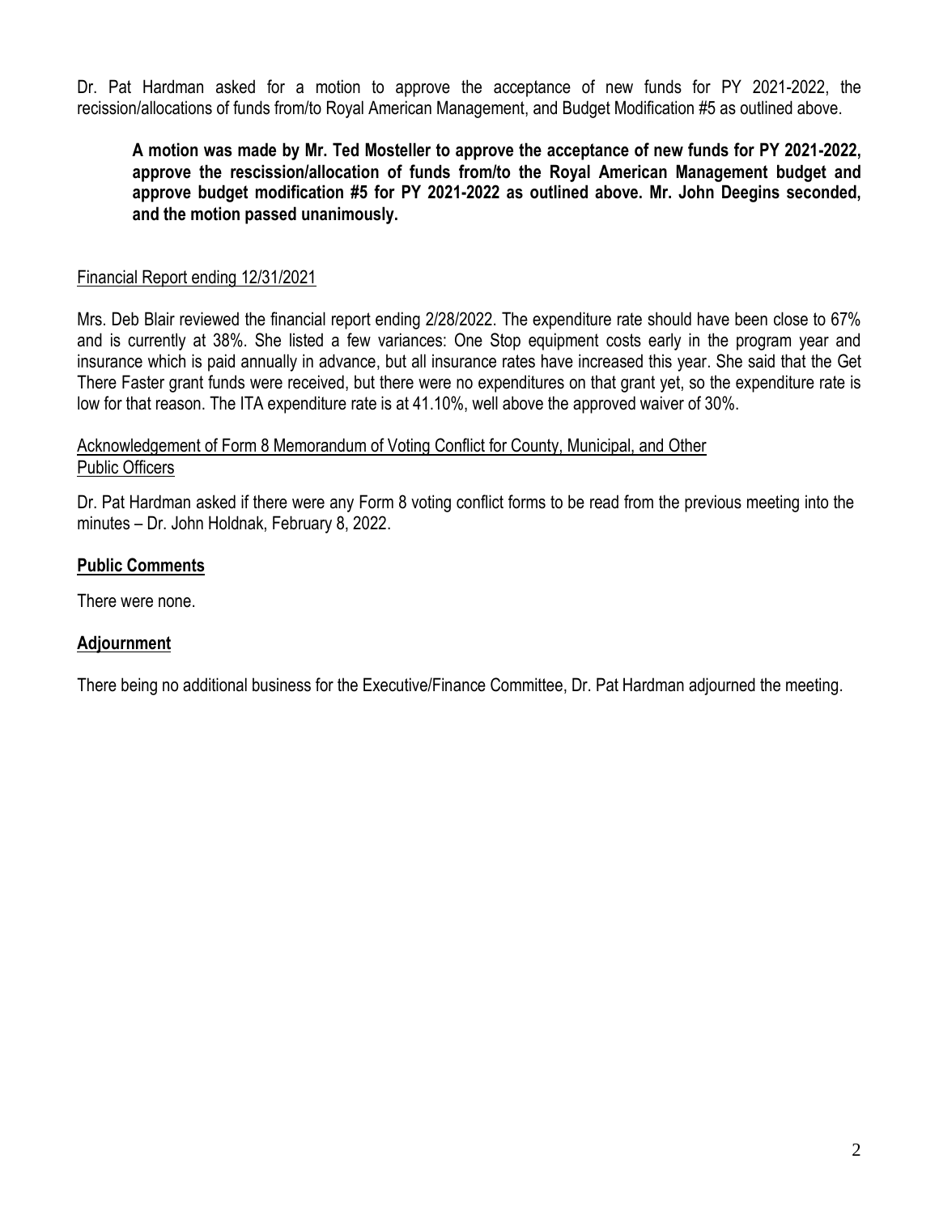Dr. Pat Hardman asked for a motion to approve the acceptance of new funds for PY 2021-2022, the recission/allocations of funds from/to Royal American Management, and Budget Modification #5 as outlined above.

> **A motion was made by Mr. Ted Mosteller to approve the acceptance of new funds for PY 2021-2022, approve the rescission/allocation of funds from/to the Royal American Management budget and approve budget modification #5 for PY 2021-2022 as outlined above. Mr. John Deegins seconded, and the motion passed unanimously.**

<u>Financial Report ending 12/31/2021</u>

Mrs. Deb Blair reviewed the financial report ending 2/28/2022. The expenditure rate should have been close to 67% and is currently at 38%. She listed a few variances: One Stop equipment costs early in the program year and insurance which is paid annually in advance, but all insurance rates have increased this year. She said that the Get There Faster grant funds were received, but there were no expenditures on that grant yet, so the expenditure rate is low for that reason. The ITA expenditure rate is at 41.10%, well above the approved waiver of 30%.

<u>Acknowledgement of Form 8 Memorandum of Voting Conflict for County, Municipal, and Other Public Officers</u>

Dr. Pat Hardman asked if there were any Form 8 voting conflict forms to be read from the previous meeting into the minutes – Dr. John Holdnak, February 8, 2022.

## **Public Comments**

There were none.

## **Adjournment**

There being no additional business for the Executive/Finance Committee, Dr. Pat Hardman adjourned the meeting.